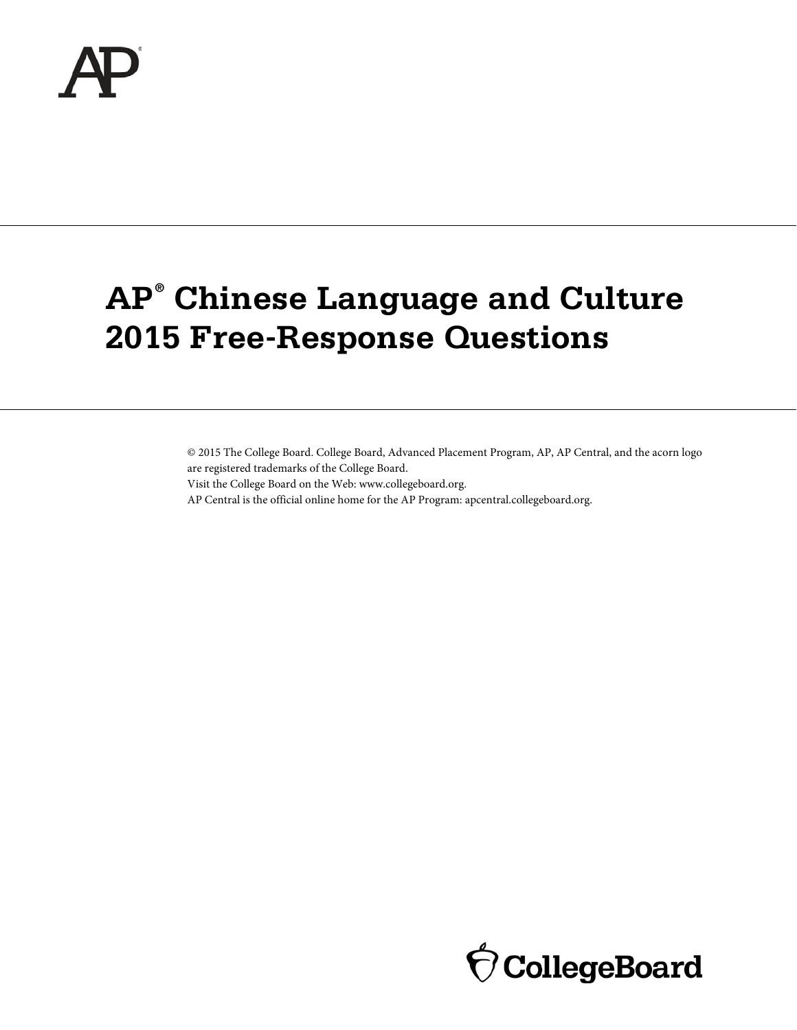# AP® Chinese Language and Culture 2015 Free-Response Questions

© 2015 The College Board. College Board, Advanced Placement Program, AP, AP Central, and the acorn logo are registered trademarks of the College Board.
Visit the College Board on the Web: www.collegeboard.org.
AP Central is the official online home for the AP Program: apcentral.collegeboard.org.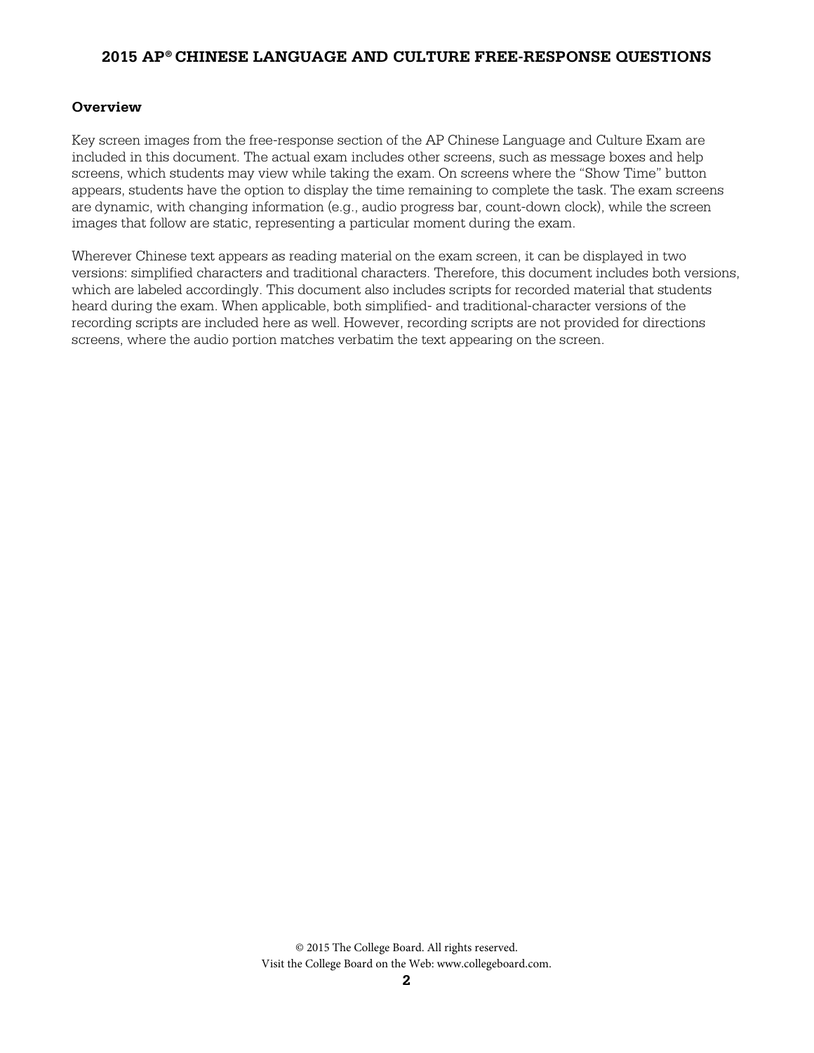## Overview

Key screen images from the free-response section of the AP Chinese Language and Culture Exam are included in this document. The actual exam includes other screens, such as message boxes and help screens, which students may view while taking the exam. On screens where the "Show Time" button appears, students have the option to display the time remaining to complete the task. The exam screens are dynamic, with changing information (e.g., audio progress bar, count-down clock), while the screen images that follow are static, representing a particular moment during the exam.

Wherever Chinese text appears as reading material on the exam screen, it can be displayed in two versions: simplified characters and traditional characters. Therefore, this document includes both versions, which are labeled accordingly. This document also includes scripts for recorded material that students heard during the exam. When applicable, both simplified- and traditional-character versions of the recording scripts are included here as well. However, recording scripts are not provided for directions screens, where the audio portion matches verbatim the text appearing on the screen.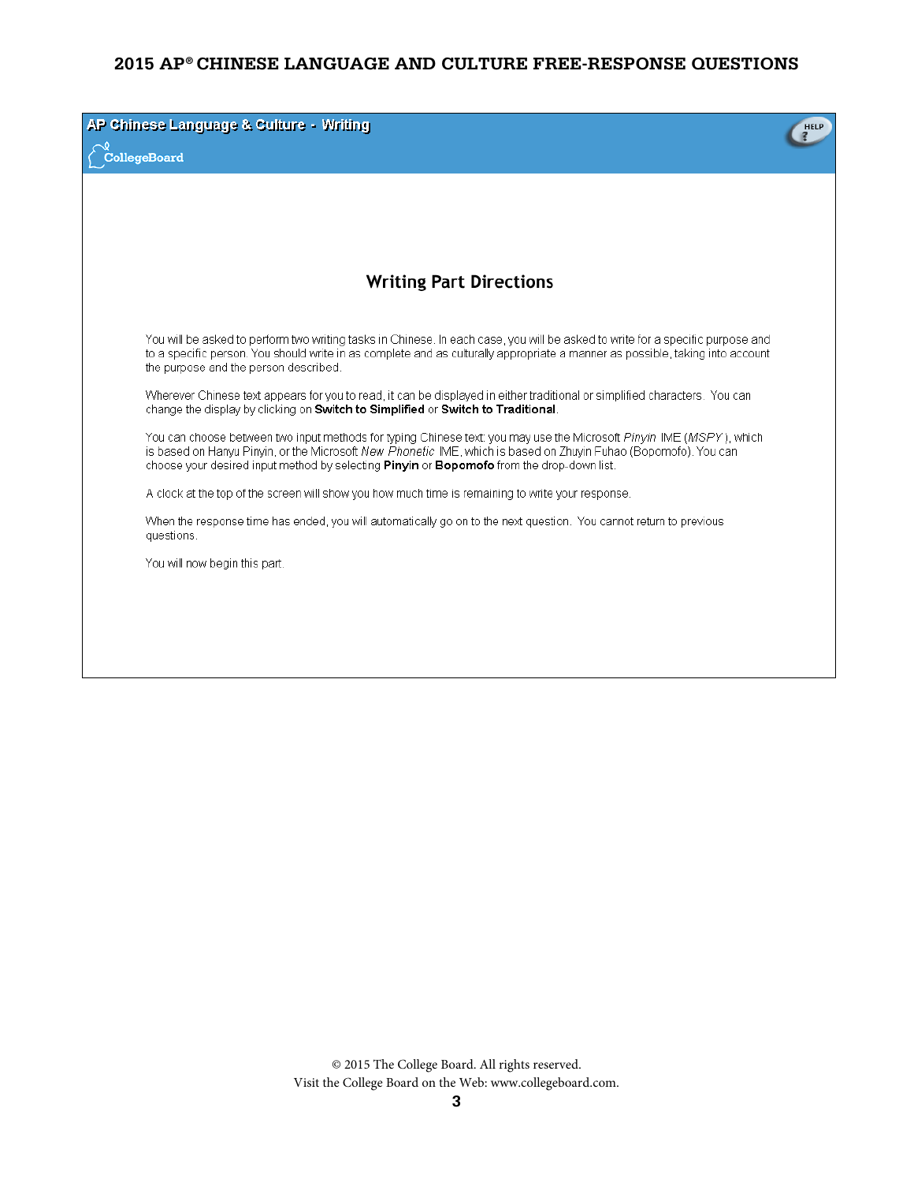AP Chinese Language & Culture - Writing

CollegeBoard

HELP

## Writing Part Directions

You will be asked to perform two writing tasks in Chinese. In each case, you will be asked to write for a specific purpose and to a specific person. You should write in as complete and as culturally appropriate a manner as possible, taking into account the purpose and the person described.

Wherever Chinese text appears for you to read, it can be displayed in either traditional or simplified characters. You can change the display by clicking on **Switch to Simplified** or **Switch to Traditional**.

You can choose between two input methods for typing Chinese text: you may use the Microsoft *Pinyin* IME (*MSPY*), which is based on Hanyu Pinyin, or the Microsoft *New Phonetic* IME, which is based on Zhuyin Fuhao (Bopomofo). You can choose your desired input method by selecting **Pinyin** or **Bopomofo** from the drop-down list.

A clock at the top of the screen will show you how much time is remaining to write your response.

When the response time has ended, you will automatically go on to the next question. You cannot return to previous questions.

You will now begin this part.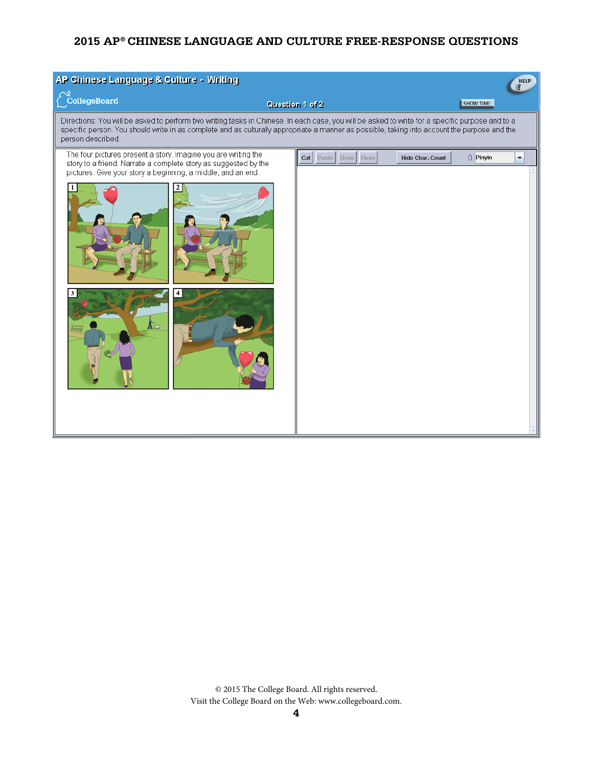AP Chinese Language & Culture - Writing

Question 1 of 2

Directions: You will be asked to perform two writing tasks in Chinese. In each case, you will be asked to write for a specific purpose and to a specific person. You should write in as complete and as culturally appropriate a manner as possible, taking into account the purpose and the person described.

The four pictures present a story. Imagine you are writing the story to a friend. Narrate a complete story as suggested by the pictures. Give your story a beginning, a middle, and an end.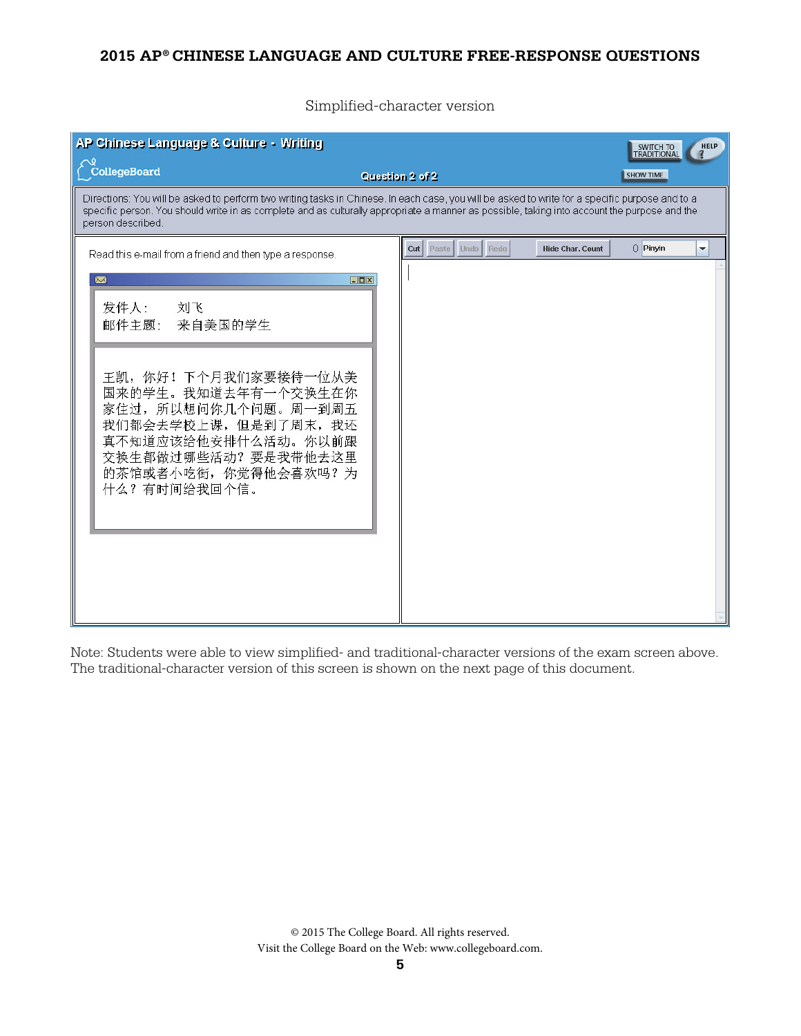## 2015 AP® CHINESE LANGUAGE AND CULTURE FREE-RESPONSE QUESTIONS

Simplified-character version

**AP Chinese Language & Culture - Writing**

CollegeBoard

Question 2 of 2

SWITCH TO TRADITIONAL | HELP | SHOW TIME

Directions: You will be asked to perform two writing tasks in Chinese. In each case, you will be asked to write for a specific purpose and to a specific person. You should write in as complete and as culturally appropriate a manner as possible, taking into account the purpose and the person described.

Read this e-mail from a friend and then type a response.

发件人： 刘飞
邮件主题： 来自美国的学生

王凯，你好！下个月我们家要接待一位从美国来的学生。我知道去年有一个交换生在你家住过，所以想问你几个问题。周一到周五我们都会去学校上课，但是到了周末，我还真不知道应该给他安排什么活动。你以前跟交换生都做过哪些活动？要是我带他去这里的茶馆或者小吃街，你觉得他会喜欢吗？为什么？有时间给我回个信。

Cut | Paste | Undo | Redo | Hide Char. Count | 0 | Pinyin

Note: Students were able to view simplified- and traditional-character versions of the exam screen above. The traditional-character version of this screen is shown on the next page of this document.

© 2015 The College Board. All rights reserved.
Visit the College Board on the Web: www.collegeboard.com.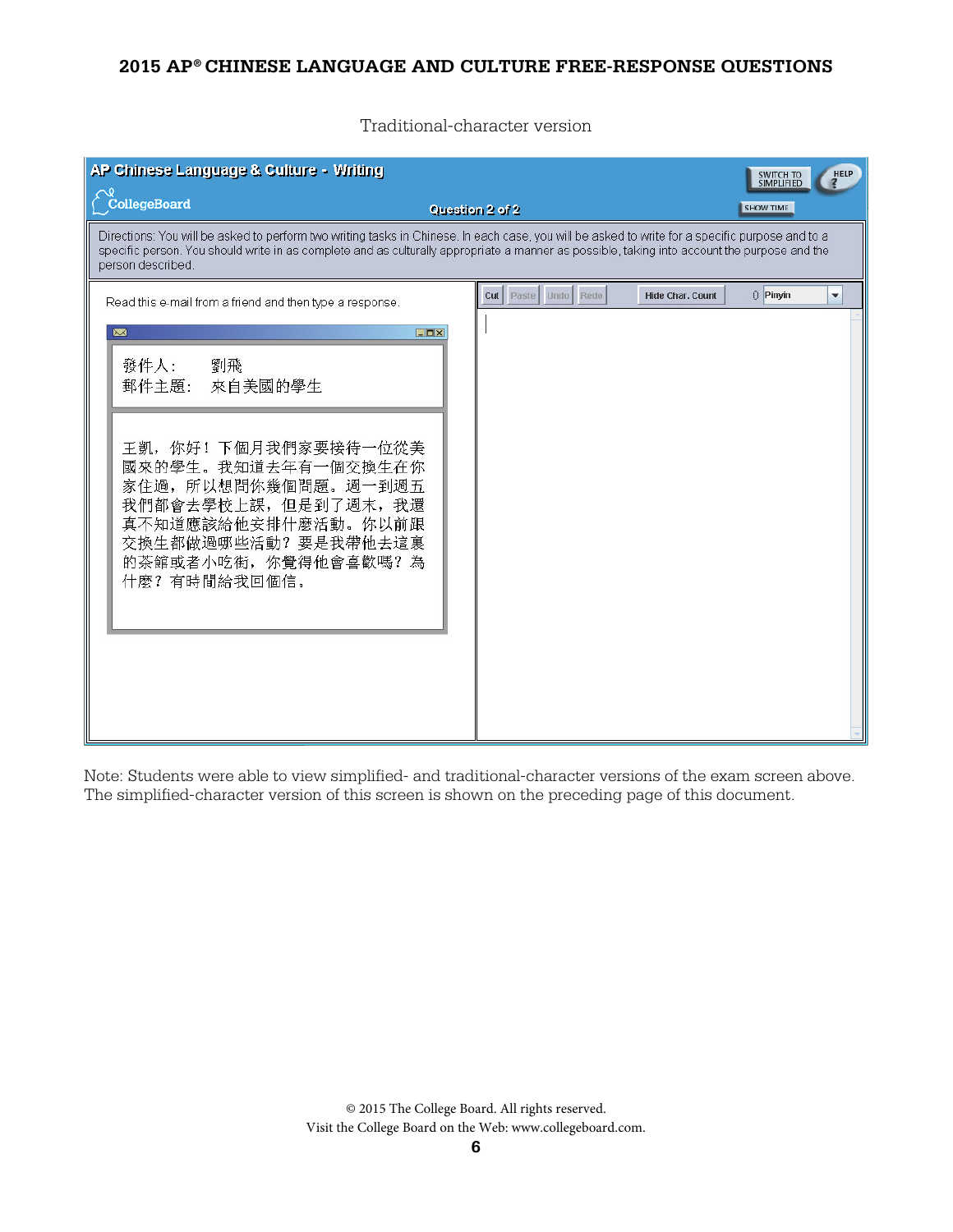Traditional-character version

**AP Chinese Language & Culture - Writing**

CollegeBoard

Question 2 of 2

SWITCH TO SIMPLIFIED | HELP | SHOW TIME

Directions: You will be asked to perform two writing tasks in Chinese. In each case, you will be asked to write for a specific purpose and to a specific person. You should write in as complete and as culturally appropriate a manner as possible, taking into account the purpose and the person described.

Read this e-mail from a friend and then type a response.

發件人: 劉飛
郵件主題: 來自美國的學生

王凱，你好！下個月我們家要接待一位從美國來的學生。我知道去年有一個交換生在你家住過，所以想問你幾個問題。週一到週五我們都會去學校上課，但是到了週末，我還真不知道應該給他安排什麼活動。你以前跟交換生都做過哪些活動？要是我帶他去這裏的茶館或者小吃街，你覺得他會喜歡嗎？為什麼？有時間給我回個信。

Cut | Paste | Undo | Redo | Hide Char. Count | 0 | Pinyin

Note: Students were able to view simplified- and traditional-character versions of the exam screen above. The simplified-character version of this screen is shown on the preceding page of this document.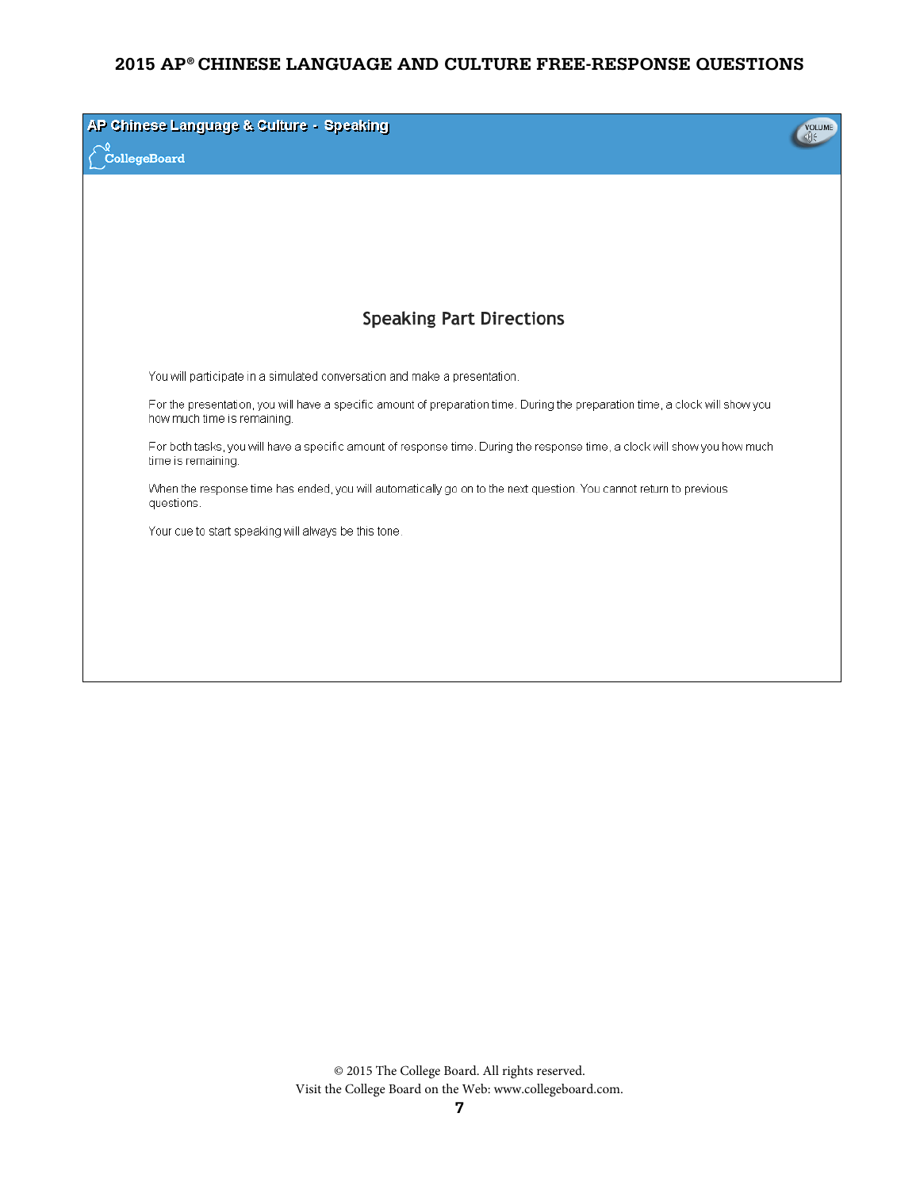AP Chinese Language & Culture - Speaking

CollegeBoard

## Speaking Part Directions

You will participate in a simulated conversation and make a presentation.

For the presentation, you will have a specific amount of preparation time. During the preparation time, a clock will show you how much time is remaining.

For both tasks, you will have a specific amount of response time. During the response time, a clock will show you how much time is remaining.

When the response time has ended, you will automatically go on to the next question. You cannot return to previous questions.

Your cue to start speaking will always be this tone.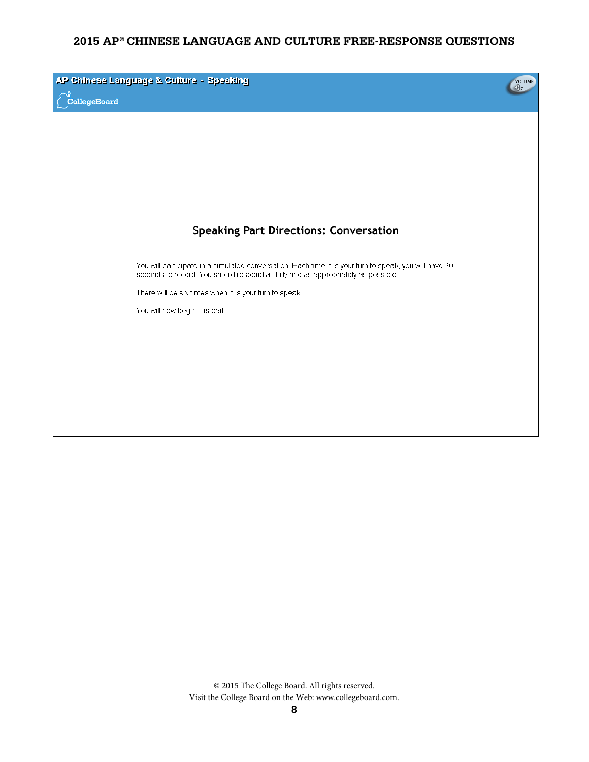AP Chinese Language & Culture - Speaking

CollegeBoard

## Speaking Part Directions: Conversation

You will participate in a simulated conversation. Each time it is your turn to speak, you will have 20 seconds to record. You should respond as fully and as appropriately as possible.

There will be six times when it is your turn to speak.

You will now begin this part.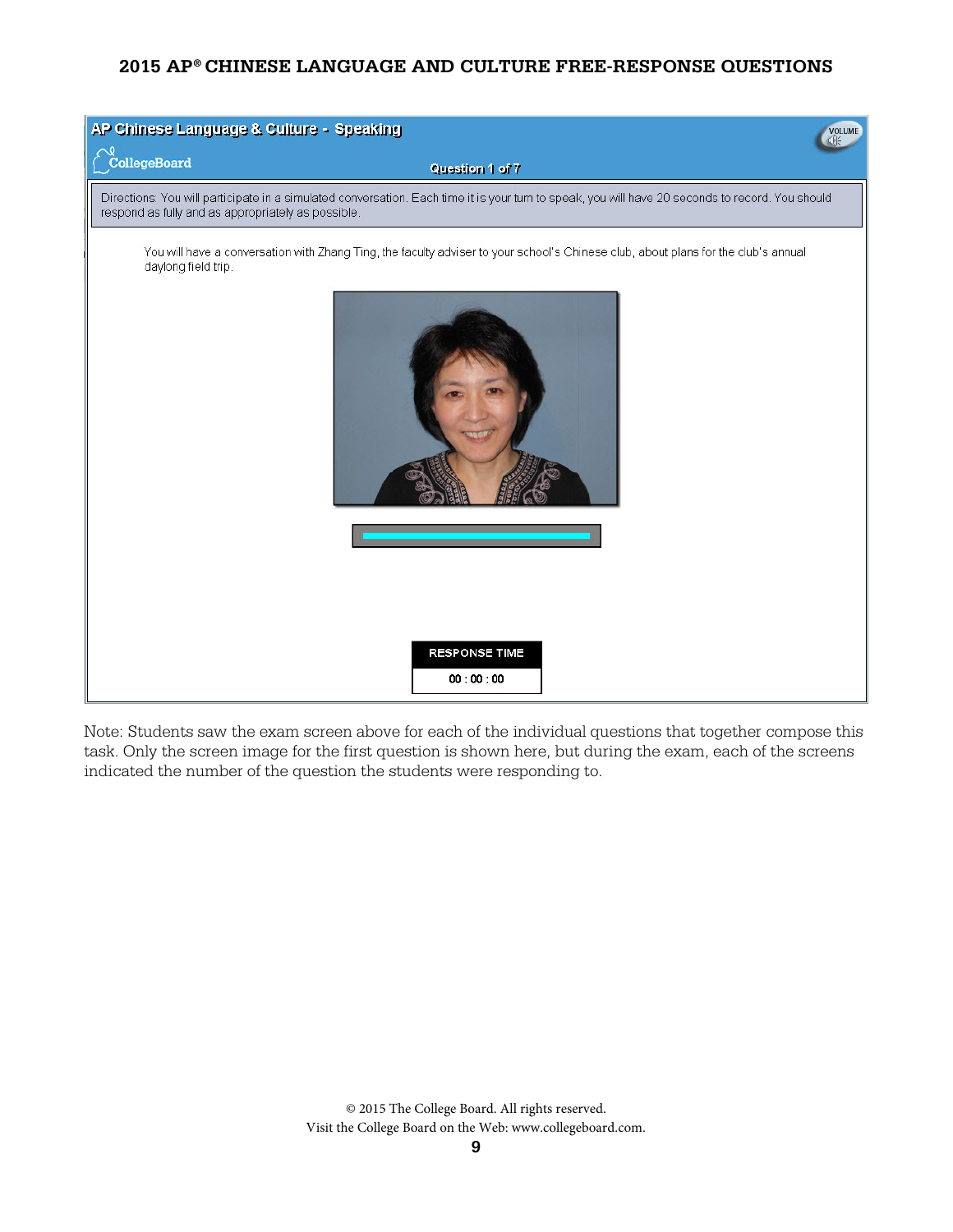AP Chinese Language & Culture - Speaking

Question 1 of 7

Directions: You will participate in a simulated conversation. Each time it is your turn to speak, you will have 20 seconds to record. You should respond as fully and as appropriately as possible.

You will have a conversation with Zhang Ting, the faculty adviser to your school's Chinese club, about plans for the club's annual daylong field trip.

RESPONSE TIME

00 : 00 : 00

Note: Students saw the exam screen above for each of the individual questions that together compose this task. Only the screen image for the first question is shown here, but during the exam, each of the screens indicated the number of the question the students were responding to.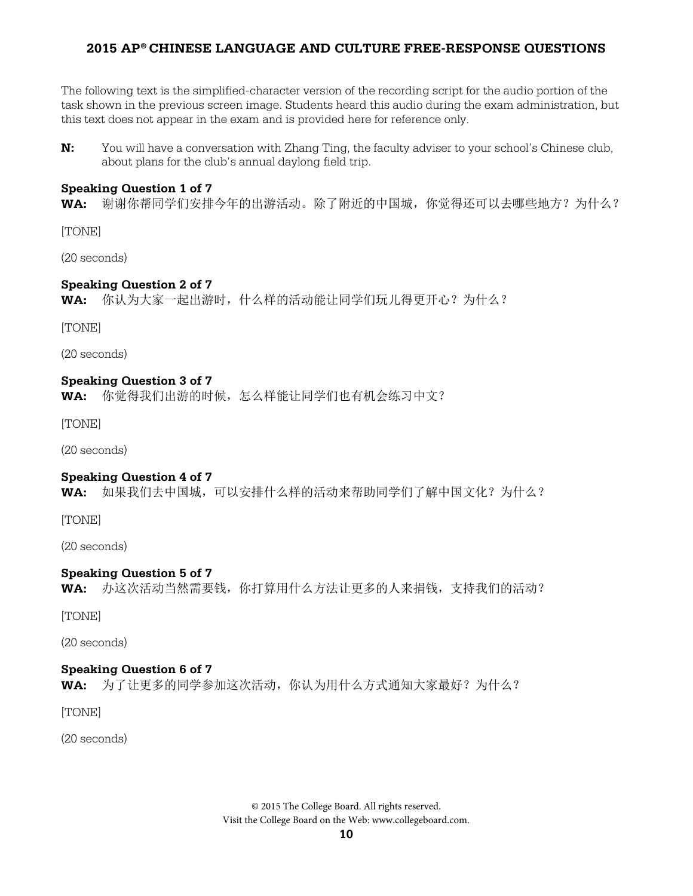The following text is the simplified-character version of the recording script for the audio portion of the task shown in the previous screen image. Students heard this audio during the exam administration, but this text does not appear in the exam and is provided here for reference only.

**N:** You will have a conversation with Zhang Ting, the faculty adviser to your school's Chinese club, about plans for the club's annual daylong field trip.

**Speaking Question 1 of 7**

**WA:** 谢谢你帮同学们安排今年的出游活动。除了附近的中国城，你觉得还可以去哪些地方？为什么？

[TONE]

(20 seconds)

**Speaking Question 2 of 7**

**WA:** 你认为大家一起出游时，什么样的活动能让同学们玩儿得更开心？为什么？

[TONE]

(20 seconds)

**Speaking Question 3 of 7**

**WA:** 你觉得我们出游的时候，怎么样能让同学们也有机会练习中文？

[TONE]

(20 seconds)

**Speaking Question 4 of 7**

**WA:** 如果我们去中国城，可以安排什么样的活动来帮助同学们了解中国文化？为什么？

[TONE]

(20 seconds)

**Speaking Question 5 of 7**

**WA:** 办这次活动当然需要钱，你打算用什么方法让更多的人来捐钱，支持我们的活动？

[TONE]

(20 seconds)

**Speaking Question 6 of 7**

**WA:** 为了让更多的同学参加这次活动，你认为用什么方式通知大家最好？为什么？

[TONE]

(20 seconds)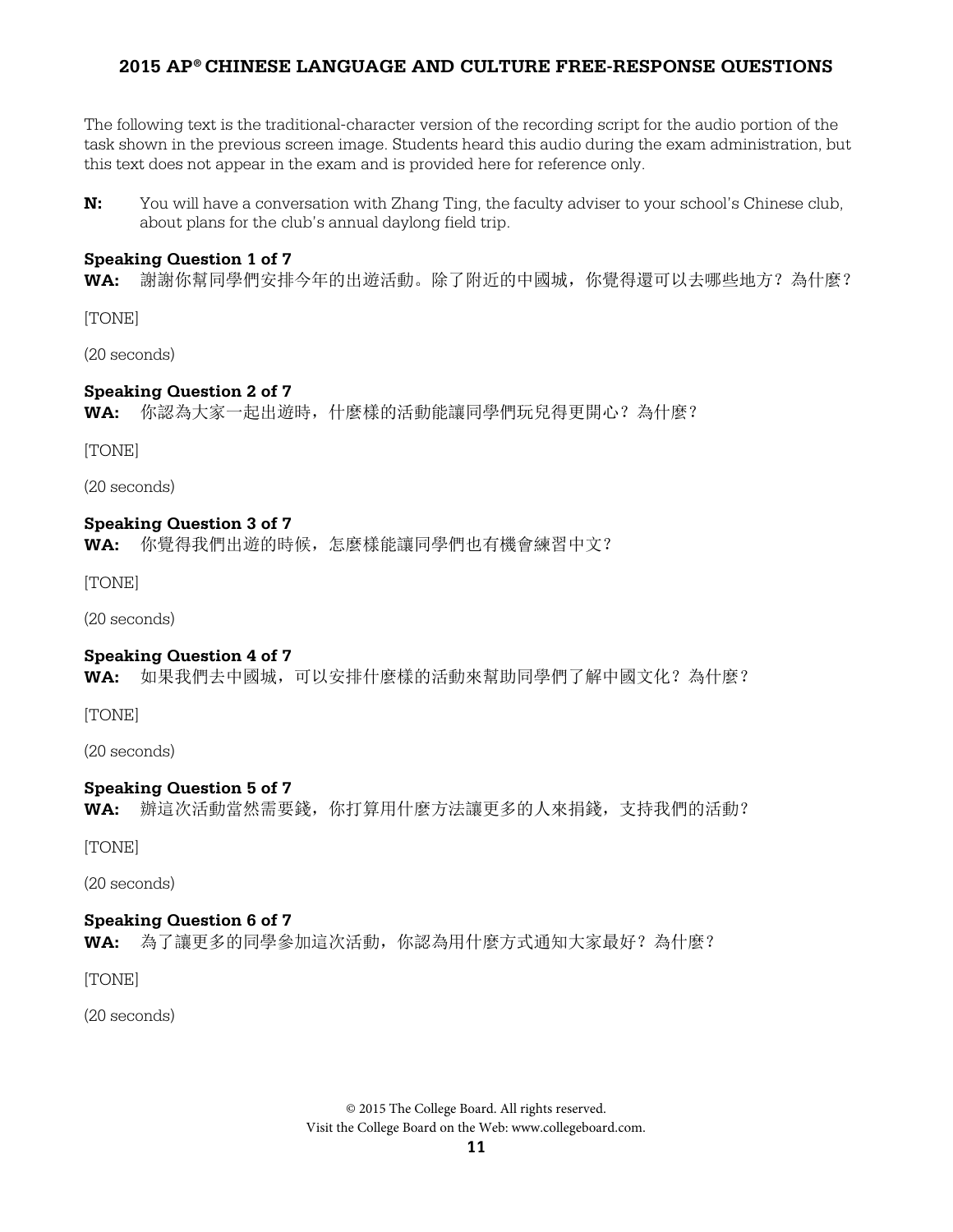The following text is the traditional-character version of the recording script for the audio portion of the task shown in the previous screen image. Students heard this audio during the exam administration, but this text does not appear in the exam and is provided here for reference only.

**N:** You will have a conversation with Zhang Ting, the faculty adviser to your school's Chinese club, about plans for the club's annual daylong field trip.

**Speaking Question 1 of 7**

**WA:** 謝謝你幫同學們安排今年的出遊活動。除了附近的中國城，你覺得還可以去哪些地方？為什麼？

[TONE]

(20 seconds)

**Speaking Question 2 of 7**

**WA:** 你認為大家一起出遊時，什麼樣的活動能讓同學們玩兒得更開心？為什麼？

[TONE]

(20 seconds)

**Speaking Question 3 of 7**

**WA:** 你覺得我們出遊的時候，怎麼樣能讓同學們也有機會練習中文？

[TONE]

(20 seconds)

**Speaking Question 4 of 7**

**WA:** 如果我們去中國城，可以安排什麼樣的活動來幫助同學們了解中國文化？為什麼？

[TONE]

(20 seconds)

**Speaking Question 5 of 7**

**WA:** 辦這次活動當然需要錢，你打算用什麼方法讓更多的人來捐錢，支持我們的活動？

[TONE]

(20 seconds)

**Speaking Question 6 of 7**

**WA:** 為了讓更多的同學參加這次活動，你認為用什麼方式通知大家最好？為什麼？

[TONE]

(20 seconds)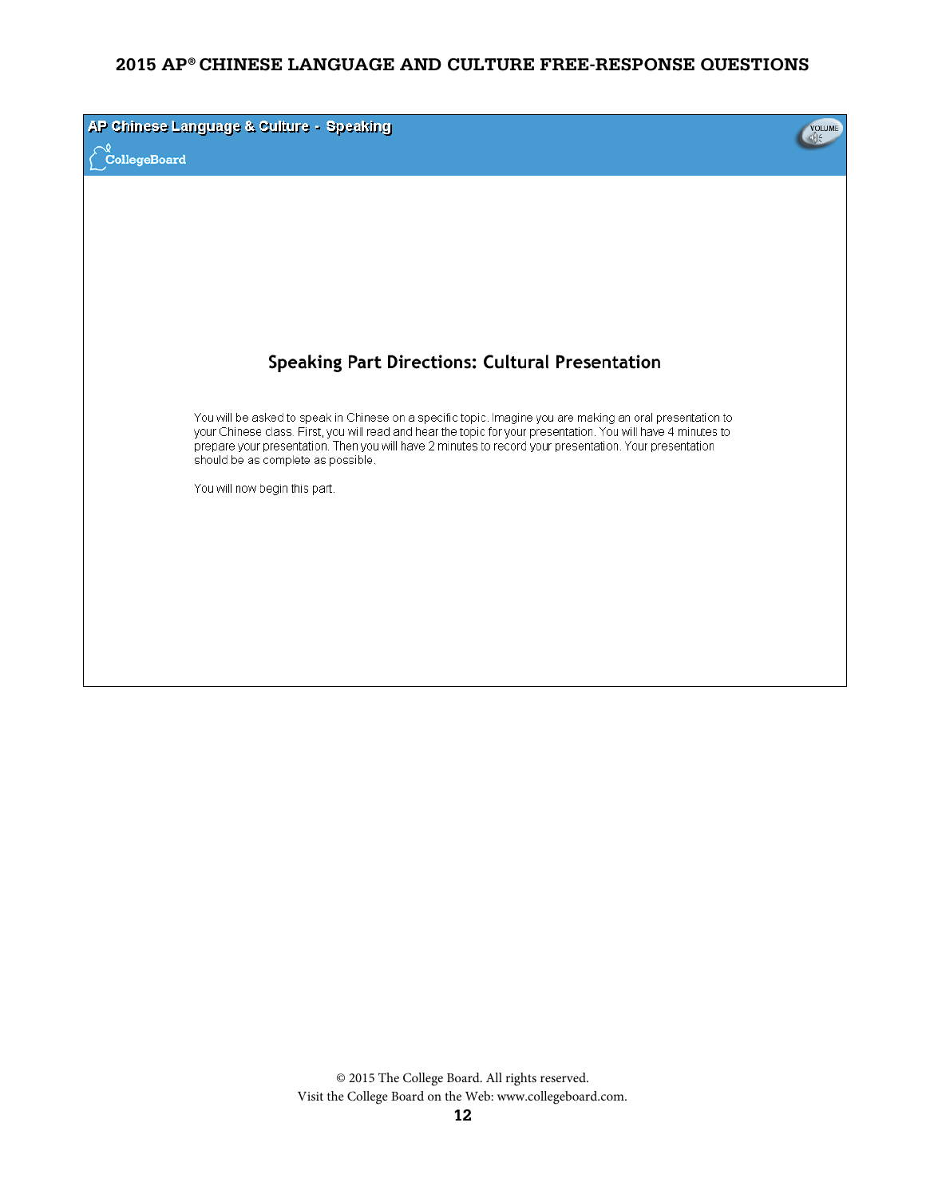AP Chinese Language & Culture - Speaking

CollegeBoard

## Speaking Part Directions: Cultural Presentation

You will be asked to speak in Chinese on a specific topic. Imagine you are making an oral presentation to your Chinese class. First, you will read and hear the topic for your presentation. You will have 4 minutes to prepare your presentation. Then you will have 2 minutes to record your presentation. Your presentation should be as complete as possible.

You will now begin this part.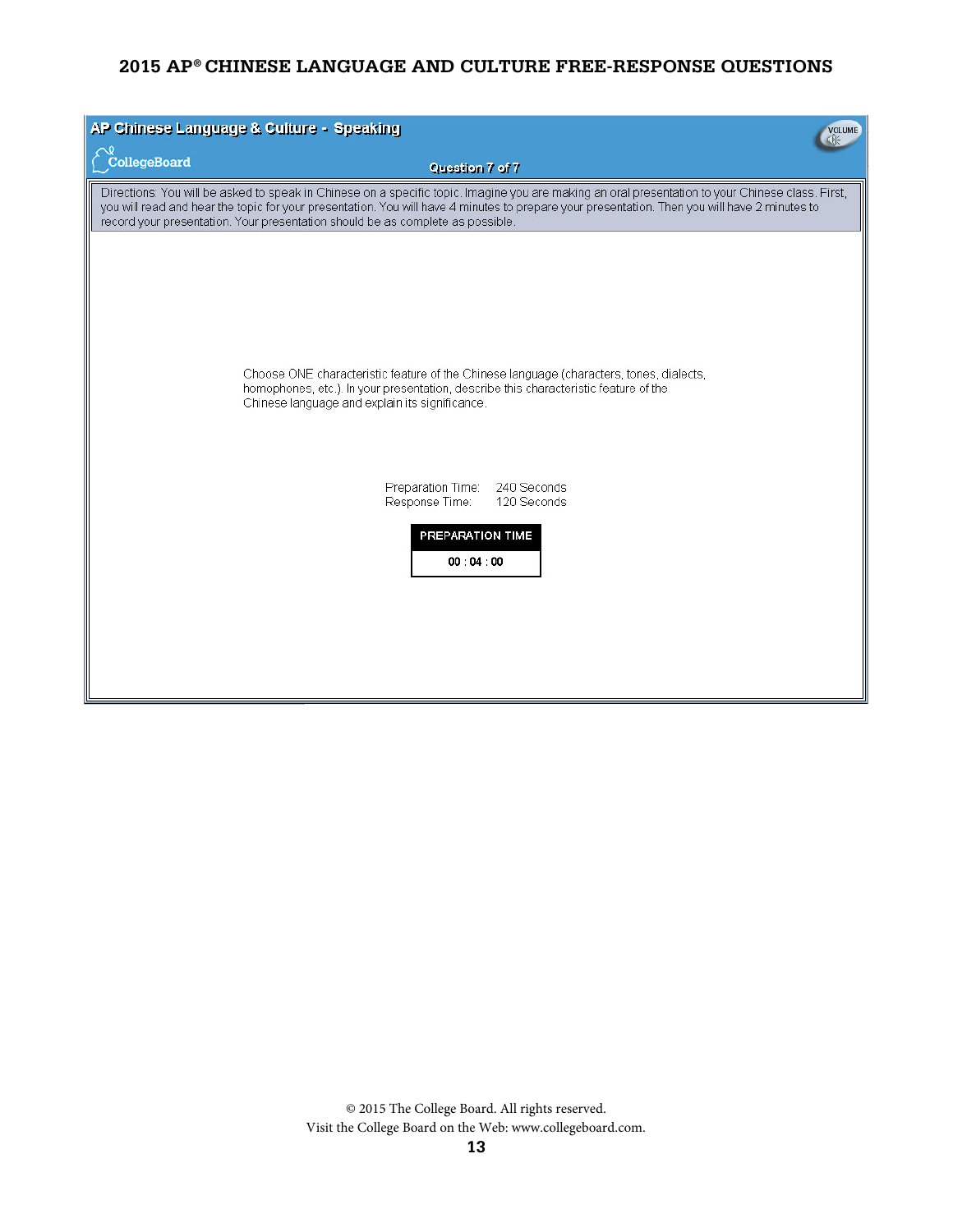**AP Chinese Language & Culture - Speaking**

CollegeBoard

Question 7 of 7

Directions: You will be asked to speak in Chinese on a specific topic. Imagine you are making an oral presentation to your Chinese class. First, you will read and hear the topic for your presentation. You will have 4 minutes to prepare your presentation. Then you will have 2 minutes to record your presentation. Your presentation should be as complete as possible.

Choose ONE characteristic feature of the Chinese language (characters, tones, dialects, homophones, etc.). In your presentation, describe this characteristic feature of the Chinese language and explain its significance.

Preparation Time: 240 Seconds
Response Time: 120 Seconds

PREPARATION TIME

00 : 04 : 00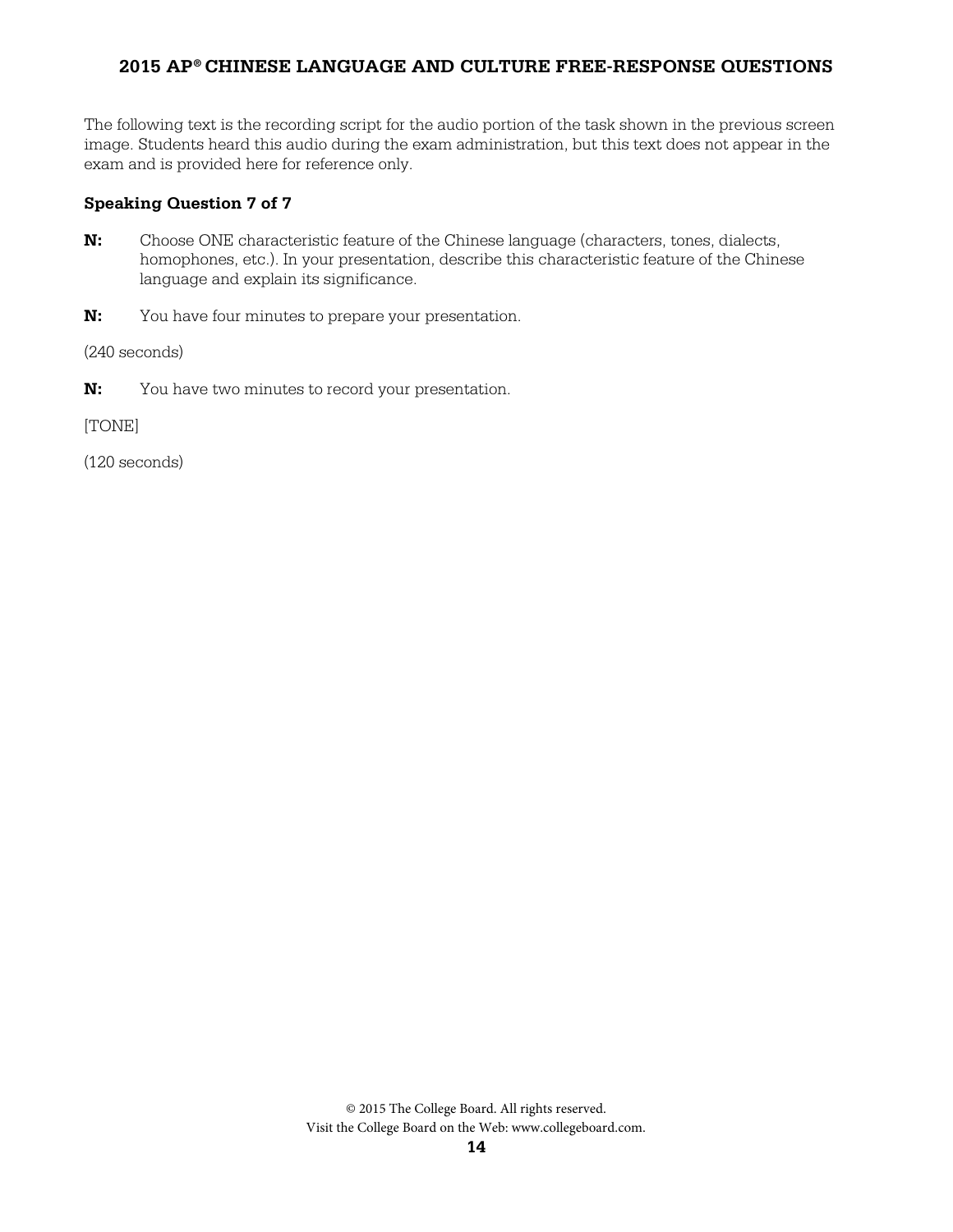The following text is the recording script for the audio portion of the task shown in the previous screen image. Students heard this audio during the exam administration, but this text does not appear in the exam and is provided here for reference only.

### Speaking Question 7 of 7

**N:** Choose ONE characteristic feature of the Chinese language (characters, tones, dialects, homophones, etc.). In your presentation, describe this characteristic feature of the Chinese language and explain its significance.

**N:** You have four minutes to prepare your presentation.

(240 seconds)

**N:** You have two minutes to record your presentation.

[TONE]

(120 seconds)